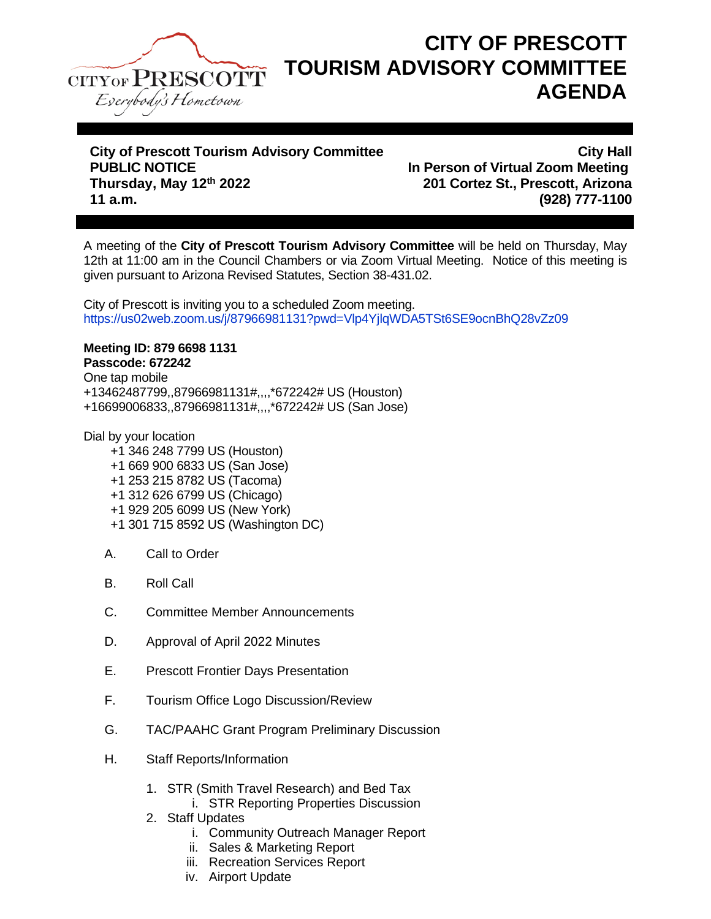CITY OF PRESCOTT
*Everybody's Hometown*

# CITY OF PRESCOTT TOURISM ADVISORY COMMITTEE AGENDA

**City of Prescott Tourism Advisory Committee**
**PUBLIC NOTICE**
**Thursday, May 12th 2022**
**11 a.m.**

**City Hall**
**In Person of Virtual Zoom Meeting**
**201 Cortez St., Prescott, Arizona**
**(928) 777-1100**

A meeting of the **City of Prescott Tourism Advisory Committee** will be held on Thursday, May 12th at 11:00 am in the Council Chambers or via Zoom Virtual Meeting. Notice of this meeting is given pursuant to Arizona Revised Statutes, Section 38-431.02.

City of Prescott is inviting you to a scheduled Zoom meeting.
https://us02web.zoom.us/j/87966981131?pwd=Vlp4YjlqWDA5TSt6SE9ocnBhQ28vZz09

**Meeting ID: 879 6698 1131**
**Passcode: 672242**
One tap mobile
+13462487799,,87966981131#,,,,*672242# US (Houston)
+16699006833,,87966981131#,,,,*672242# US (San Jose)

Dial by your location
- +1 346 248 7799 US (Houston)
- +1 669 900 6833 US (San Jose)
- +1 253 215 8782 US (Tacoma)
- +1 312 626 6799 US (Chicago)
- +1 929 205 6099 US (New York)
- +1 301 715 8592 US (Washington DC)

A. Call to Order

B. Roll Call

C. Committee Member Announcements

D. Approval of April 2022 Minutes

E. Prescott Frontier Days Presentation

F. Tourism Office Logo Discussion/Review

G. TAC/PAAHC Grant Program Preliminary Discussion

H. Staff Reports/Information

1. STR (Smith Travel Research) and Bed Tax
    i. STR Reporting Properties Discussion
2. Staff Updates
    i. Community Outreach Manager Report
    ii. Sales & Marketing Report
    iii. Recreation Services Report
    iv. Airport Update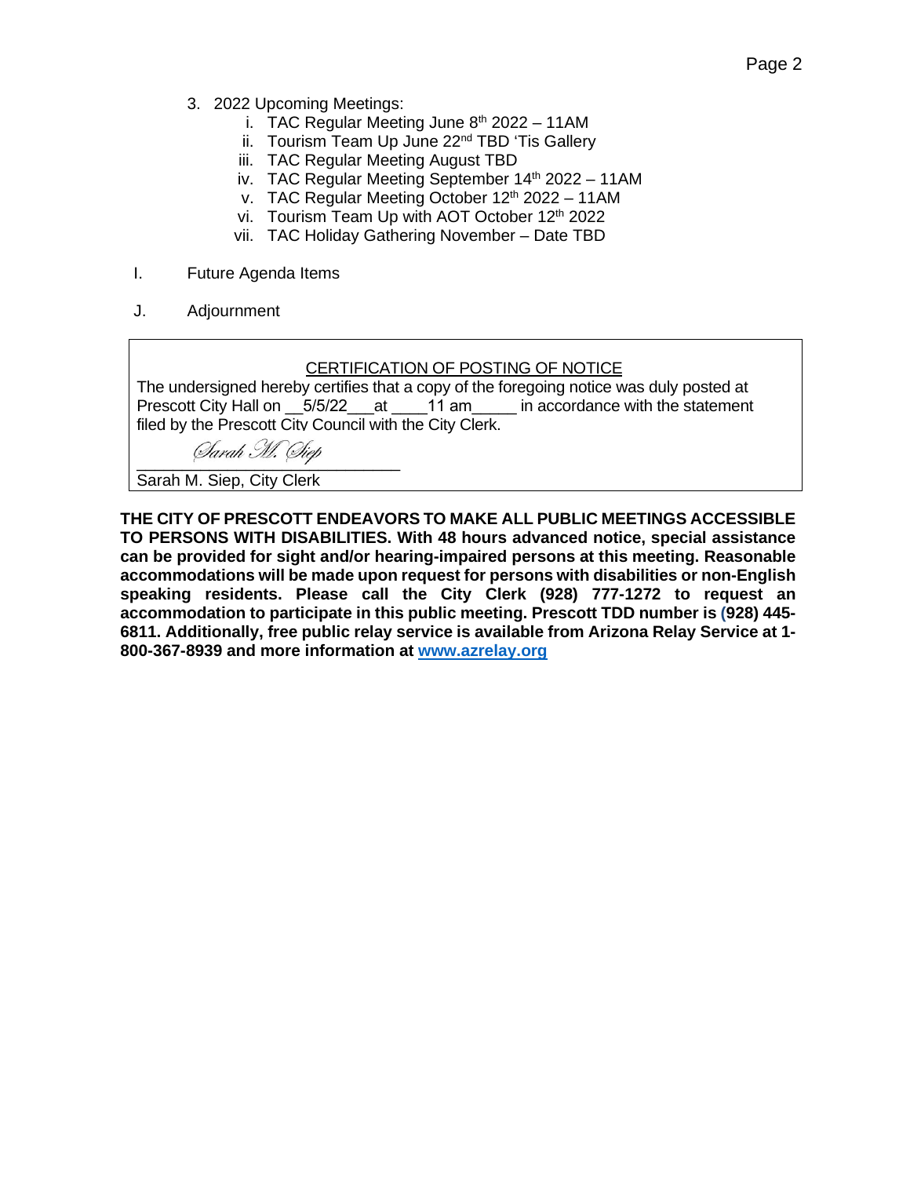3. 2022 Upcoming Meetings:
   i. TAC Regular Meeting June 8th 2022 – 11AM
   ii. Tourism Team Up June 22nd TBD 'Tis Gallery
   iii. TAC Regular Meeting August TBD
   iv. TAC Regular Meeting September 14th 2022 – 11AM
   v. TAC Regular Meeting October 12th 2022 – 11AM
   vi. Tourism Team Up with AOT October 12th 2022
   vii. TAC Holiday Gathering November – Date TBD

I. Future Agenda Items

J. Adjournment

CERTIFICATION OF POSTING OF NOTICE

The undersigned hereby certifies that a copy of the foregoing notice was duly posted at Prescott City Hall on \_\_5/5/22\_\_\_at \_\_\_\_11 am\_\_\_\_\_ in accordance with the statement filed by the Prescott City Council with the City Clerk.

Sarah M. Siep

\_\_\_\_\_\_\_\_\_\_\_\_\_\_\_\_\_\_\_\_\_\_\_\_\_\_\_\_\_\_

Sarah M. Siep, City Clerk

**THE CITY OF PRESCOTT ENDEAVORS TO MAKE ALL PUBLIC MEETINGS ACCESSIBLE TO PERSONS WITH DISABILITIES. With 48 hours advanced notice, special assistance can be provided for sight and/or hearing-impaired persons at this meeting. Reasonable accommodations will be made upon request for persons with disabilities or non-English speaking residents. Please call the City Clerk (928) 777-1272 to request an accommodation to participate in this public meeting. Prescott TDD number is (928) 445-6811. Additionally, free public relay service is available from Arizona Relay Service at 1-800-367-8939 and more information at www.azrelay.org**